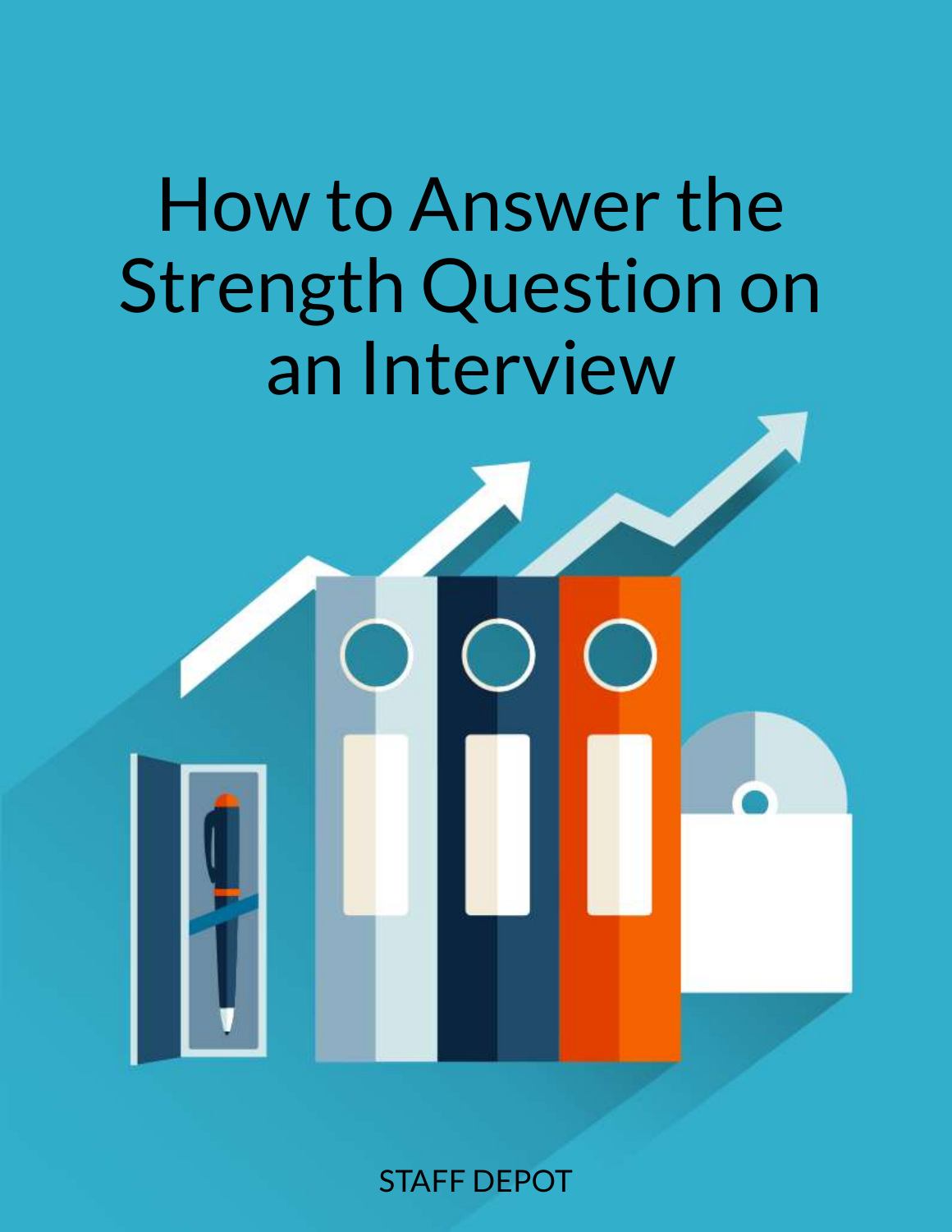# How to Answer the Strength Question on an Interview

STAFF DEPOT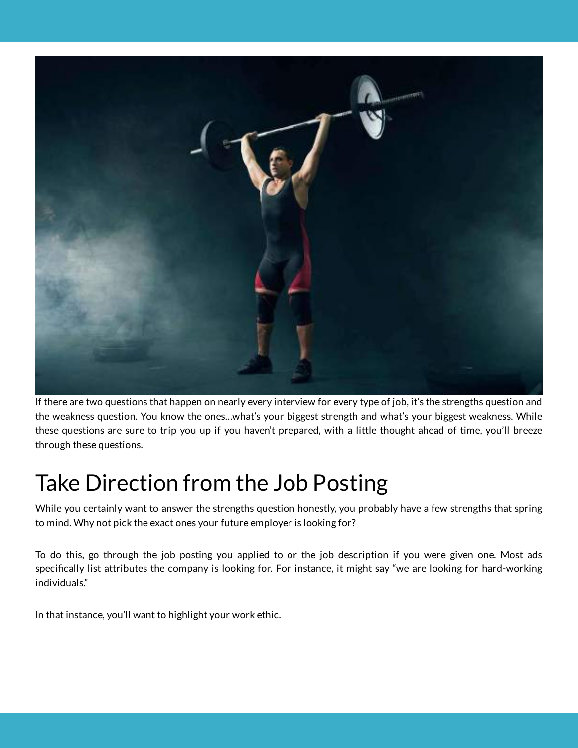If there are two questions that happen on nearly every interview for every type of job, it's the strengths question and the weakness question. You know the ones…what's your biggest strength and what's your biggest weakness. While these questions are sure to trip you up if you haven't prepared, with a little thought ahead of time, you'll breeze through these questions.

## Take Direction from the Job Posting

While you certainly want to answer the strengths question honestly, you probably have a few strengths that spring to mind. Why not pick the exact ones your future employer is looking for?

To do this, go through the job posting you applied to or the job description if you were given one. Most ads specifically list attributes the company is looking for. For instance, it might say "we are looking for hard-working individuals."

In that instance, you'll want to highlight your work ethic.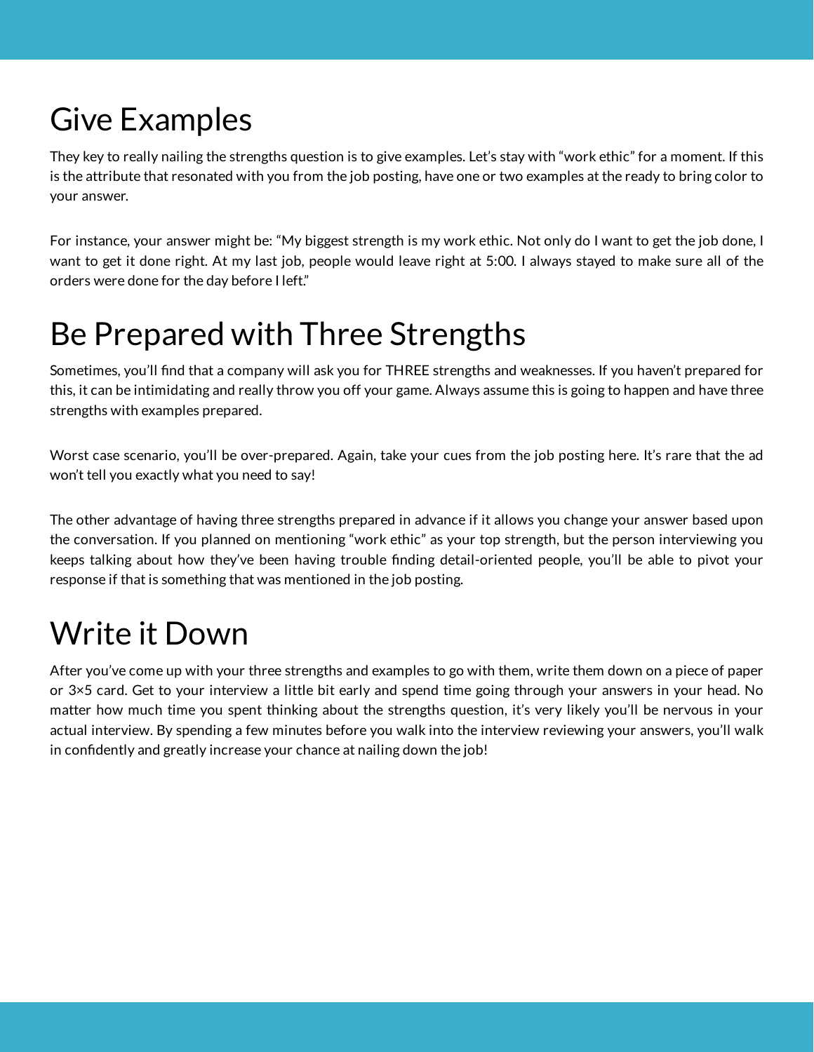# Give Examples

They key to really nailing the strengths question is to give examples. Let's stay with "work ethic" for a moment. If this is the attribute that resonated with you from the job posting, have one or two examples at the ready to bring color to your answer.

For instance, your answer might be: "My biggest strength is my work ethic. Not only do I want to get the job done, I want to get it done right. At my last job, people would leave right at 5:00. I always stayed to make sure all of the orders were done for the day before I left."

# Be Prepared with Three Strengths

Sometimes, you'll find that a company will ask you for THREE strengths and weaknesses. If you haven't prepared for this, it can be intimidating and really throw you off your game. Always assume this is going to happen and have three strengths with examples prepared.

Worst case scenario, you'll be over-prepared. Again, take your cues from the job posting here. It's rare that the ad won't tell you exactly what you need to say!

The other advantage of having three strengths prepared in advance if it allows you change your answer based upon the conversation. If you planned on mentioning "work ethic" as your top strength, but the person interviewing you keeps talking about how they've been having trouble finding detail-oriented people, you'll be able to pivot your response if that is something that was mentioned in the job posting.

# Write it Down

After you've come up with your three strengths and examples to go with them, write them down on a piece of paper or 3×5 card. Get to your interview a little bit early and spend time going through your answers in your head. No matter how much time you spent thinking about the strengths question, it's very likely you'll be nervous in your actual interview. By spending a few minutes before you walk into the interview reviewing your answers, you'll walk in confidently and greatly increase your chance at nailing down the job!